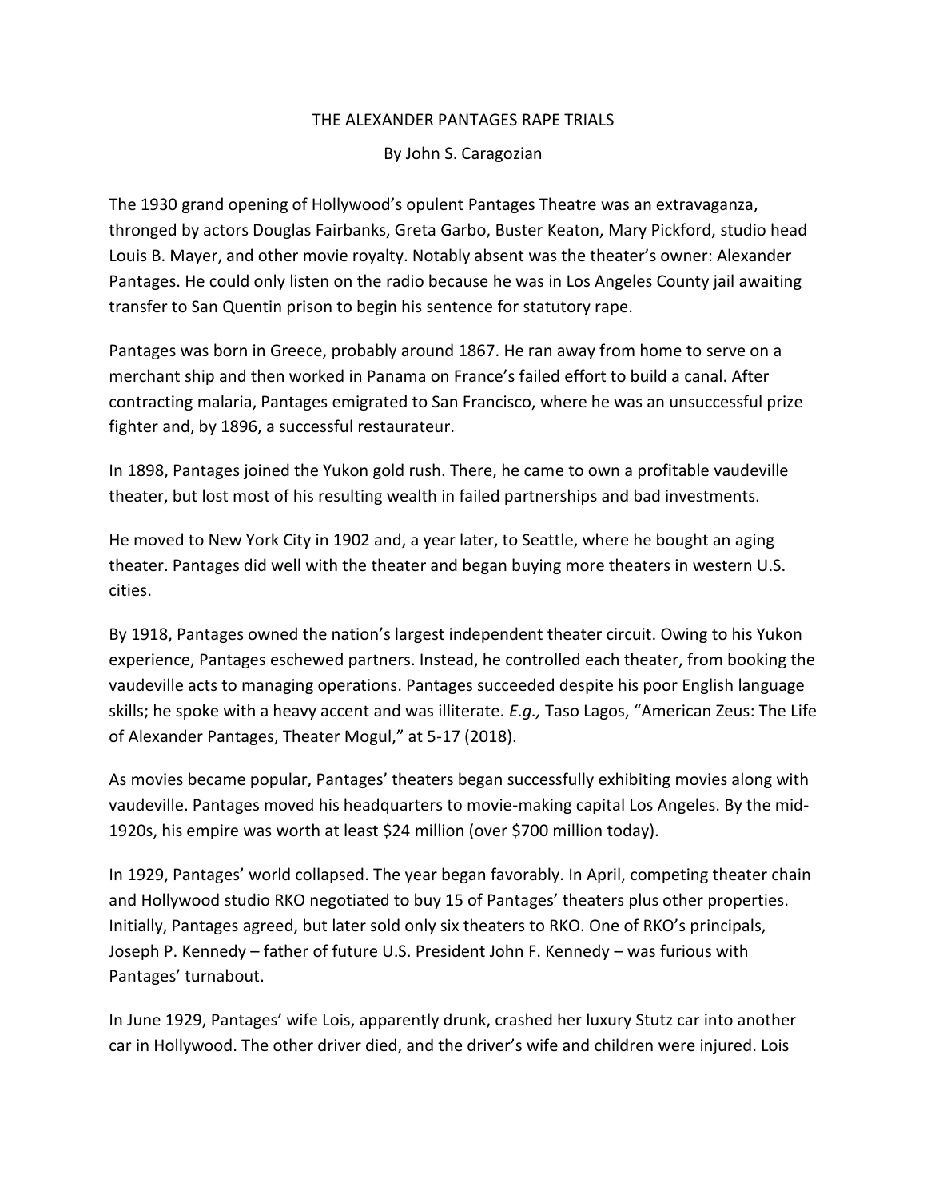# THE ALEXANDER PANTAGES RAPE TRIALS

By John S. Caragozian

The 1930 grand opening of Hollywood's opulent Pantages Theatre was an extravaganza, thronged by actors Douglas Fairbanks, Greta Garbo, Buster Keaton, Mary Pickford, studio head Louis B. Mayer, and other movie royalty. Notably absent was the theater's owner: Alexander Pantages. He could only listen on the radio because he was in Los Angeles County jail awaiting transfer to San Quentin prison to begin his sentence for statutory rape.

Pantages was born in Greece, probably around 1867. He ran away from home to serve on a merchant ship and then worked in Panama on France's failed effort to build a canal. After contracting malaria, Pantages emigrated to San Francisco, where he was an unsuccessful prize fighter and, by 1896, a successful restaurateur.

In 1898, Pantages joined the Yukon gold rush. There, he came to own a profitable vaudeville theater, but lost most of his resulting wealth in failed partnerships and bad investments.

He moved to New York City in 1902 and, a year later, to Seattle, where he bought an aging theater. Pantages did well with the theater and began buying more theaters in western U.S. cities.

By 1918, Pantages owned the nation's largest independent theater circuit. Owing to his Yukon experience, Pantages eschewed partners. Instead, he controlled each theater, from booking the vaudeville acts to managing operations. Pantages succeeded despite his poor English language skills; he spoke with a heavy accent and was illiterate. *E.g.,* Taso Lagos, "American Zeus: The Life of Alexander Pantages, Theater Mogul," at 5-17 (2018).

As movies became popular, Pantages' theaters began successfully exhibiting movies along with vaudeville. Pantages moved his headquarters to movie-making capital Los Angeles. By the mid-1920s, his empire was worth at least $24 million (over $700 million today).

In 1929, Pantages' world collapsed. The year began favorably. In April, competing theater chain and Hollywood studio RKO negotiated to buy 15 of Pantages' theaters plus other properties. Initially, Pantages agreed, but later sold only six theaters to RKO. One of RKO's principals, Joseph P. Kennedy – father of future U.S. President John F. Kennedy – was furious with Pantages' turnabout.

In June 1929, Pantages' wife Lois, apparently drunk, crashed her luxury Stutz car into another car in Hollywood. The other driver died, and the driver's wife and children were injured. Lois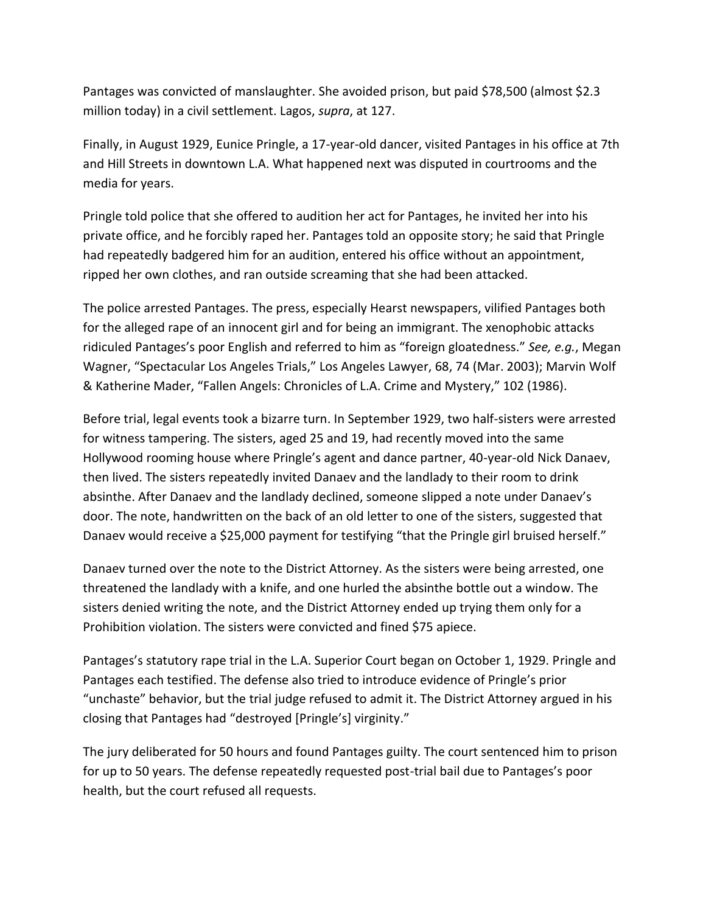Pantages was convicted of manslaughter. She avoided prison, but paid $78,500 (almost $2.3 million today) in a civil settlement. Lagos, *supra*, at 127.

Finally, in August 1929, Eunice Pringle, a 17-year-old dancer, visited Pantages in his office at 7th and Hill Streets in downtown L.A. What happened next was disputed in courtrooms and the media for years.

Pringle told police that she offered to audition her act for Pantages, he invited her into his private office, and he forcibly raped her. Pantages told an opposite story; he said that Pringle had repeatedly badgered him for an audition, entered his office without an appointment, ripped her own clothes, and ran outside screaming that she had been attacked.

The police arrested Pantages. The press, especially Hearst newspapers, vilified Pantages both for the alleged rape of an innocent girl and for being an immigrant. The xenophobic attacks ridiculed Pantages's poor English and referred to him as "foreign gloatedness." *See, e.g.*, Megan Wagner, "Spectacular Los Angeles Trials," Los Angeles Lawyer, 68, 74 (Mar. 2003); Marvin Wolf & Katherine Mader, "Fallen Angels: Chronicles of L.A. Crime and Mystery," 102 (1986).

Before trial, legal events took a bizarre turn. In September 1929, two half-sisters were arrested for witness tampering. The sisters, aged 25 and 19, had recently moved into the same Hollywood rooming house where Pringle's agent and dance partner, 40-year-old Nick Danaev, then lived. The sisters repeatedly invited Danaev and the landlady to their room to drink absinthe. After Danaev and the landlady declined, someone slipped a note under Danaev's door. The note, handwritten on the back of an old letter to one of the sisters, suggested that Danaev would receive a $25,000 payment for testifying "that the Pringle girl bruised herself."

Danaev turned over the note to the District Attorney. As the sisters were being arrested, one threatened the landlady with a knife, and one hurled the absinthe bottle out a window. The sisters denied writing the note, and the District Attorney ended up trying them only for a Prohibition violation. The sisters were convicted and fined $75 apiece.

Pantages's statutory rape trial in the L.A. Superior Court began on October 1, 1929. Pringle and Pantages each testified. The defense also tried to introduce evidence of Pringle's prior "unchaste" behavior, but the trial judge refused to admit it. The District Attorney argued in his closing that Pantages had "destroyed [Pringle's] virginity."

The jury deliberated for 50 hours and found Pantages guilty. The court sentenced him to prison for up to 50 years. The defense repeatedly requested post-trial bail due to Pantages's poor health, but the court refused all requests.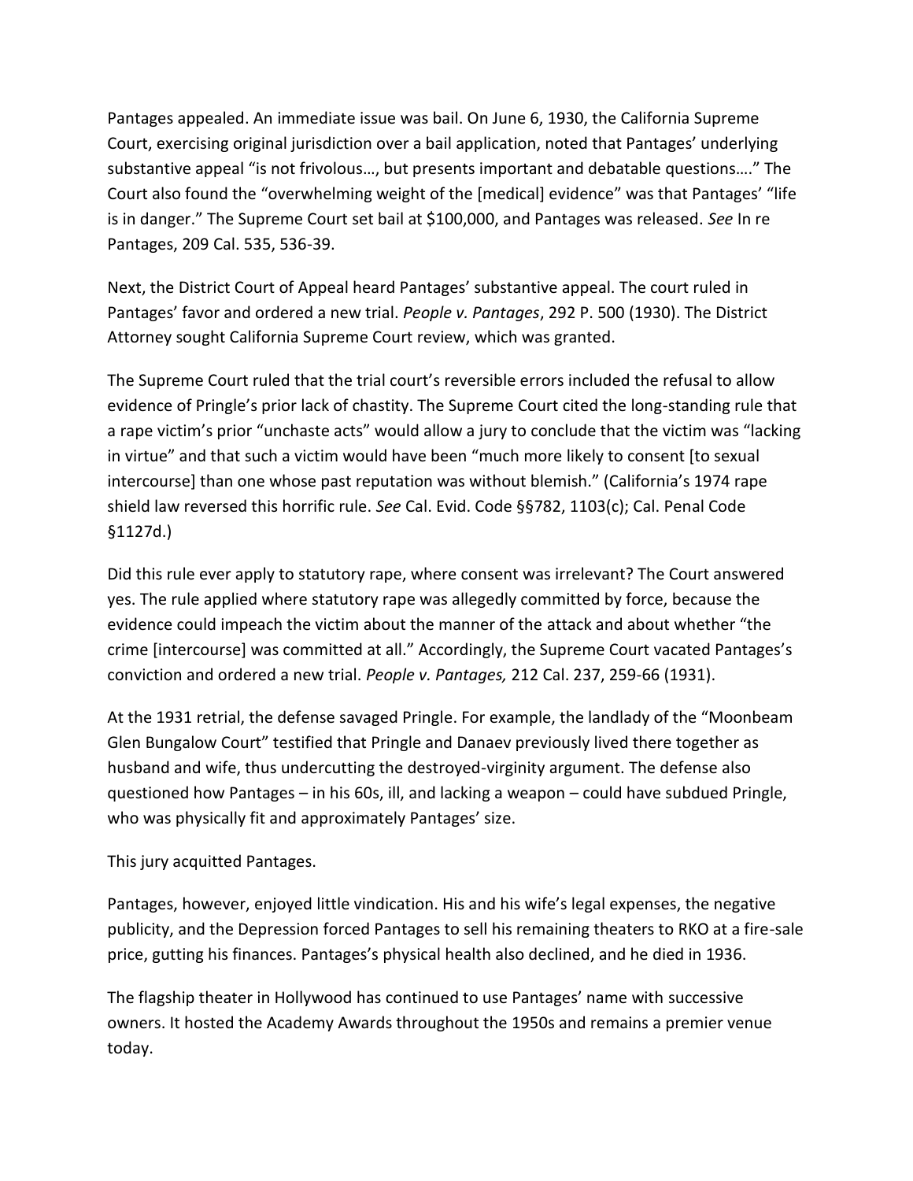Pantages appealed. An immediate issue was bail. On June 6, 1930, the California Supreme Court, exercising original jurisdiction over a bail application, noted that Pantages' underlying substantive appeal "is not frivolous…, but presents important and debatable questions…." The Court also found the "overwhelming weight of the [medical] evidence" was that Pantages' "life is in danger." The Supreme Court set bail at $100,000, and Pantages was released. *See* In re Pantages, 209 Cal. 535, 536-39.

Next, the District Court of Appeal heard Pantages' substantive appeal. The court ruled in Pantages' favor and ordered a new trial. *People v. Pantages*, 292 P. 500 (1930). The District Attorney sought California Supreme Court review, which was granted.

The Supreme Court ruled that the trial court's reversible errors included the refusal to allow evidence of Pringle's prior lack of chastity. The Supreme Court cited the long-standing rule that a rape victim's prior "unchaste acts" would allow a jury to conclude that the victim was "lacking in virtue" and that such a victim would have been "much more likely to consent [to sexual intercourse] than one whose past reputation was without blemish." (California's 1974 rape shield law reversed this horrific rule. *See* Cal. Evid. Code §§782, 1103(c); Cal. Penal Code §1127d.)

Did this rule ever apply to statutory rape, where consent was irrelevant? The Court answered yes. The rule applied where statutory rape was allegedly committed by force, because the evidence could impeach the victim about the manner of the attack and about whether "the crime [intercourse] was committed at all." Accordingly, the Supreme Court vacated Pantages's conviction and ordered a new trial. *People v. Pantages,* 212 Cal. 237, 259-66 (1931).

At the 1931 retrial, the defense savaged Pringle. For example, the landlady of the "Moonbeam Glen Bungalow Court" testified that Pringle and Danaev previously lived there together as husband and wife, thus undercutting the destroyed-virginity argument. The defense also questioned how Pantages – in his 60s, ill, and lacking a weapon – could have subdued Pringle, who was physically fit and approximately Pantages' size.

This jury acquitted Pantages.

Pantages, however, enjoyed little vindication. His and his wife's legal expenses, the negative publicity, and the Depression forced Pantages to sell his remaining theaters to RKO at a fire-sale price, gutting his finances. Pantages's physical health also declined, and he died in 1936.

The flagship theater in Hollywood has continued to use Pantages' name with successive owners. It hosted the Academy Awards throughout the 1950s and remains a premier venue today.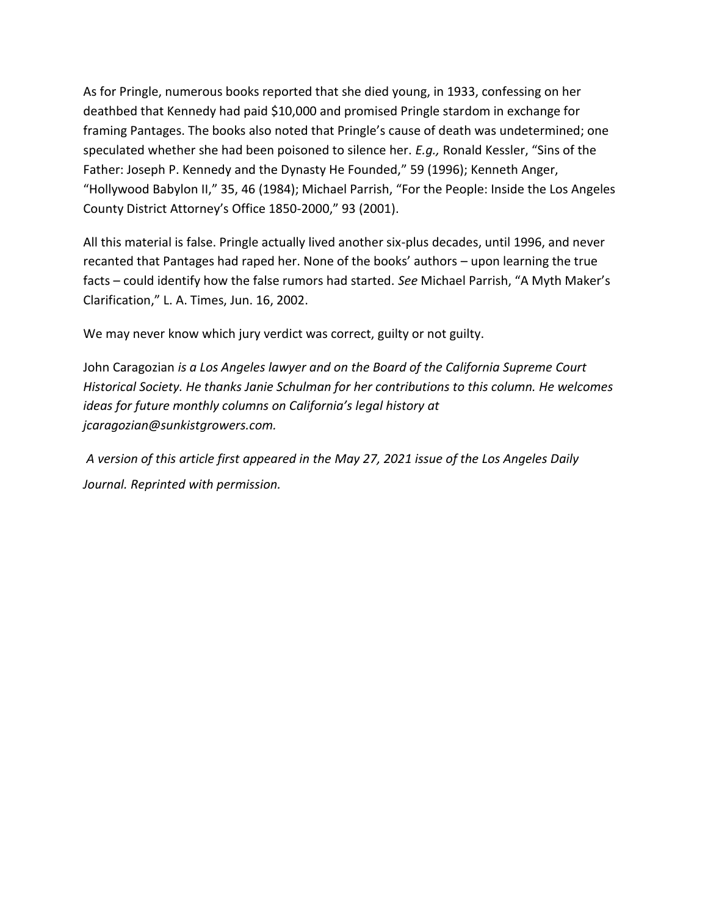As for Pringle, numerous books reported that she died young, in 1933, confessing on her deathbed that Kennedy had paid $10,000 and promised Pringle stardom in exchange for framing Pantages. The books also noted that Pringle's cause of death was undetermined; one speculated whether she had been poisoned to silence her. *E.g.,* Ronald Kessler, "Sins of the Father: Joseph P. Kennedy and the Dynasty He Founded," 59 (1996); Kenneth Anger, "Hollywood Babylon II," 35, 46 (1984); Michael Parrish, "For the People: Inside the Los Angeles County District Attorney's Office 1850-2000," 93 (2001).

All this material is false. Pringle actually lived another six-plus decades, until 1996, and never recanted that Pantages had raped her. None of the books' authors – upon learning the true facts – could identify how the false rumors had started. *See* Michael Parrish, "A Myth Maker's Clarification," L. A. Times, Jun. 16, 2002.

We may never know which jury verdict was correct, guilty or not guilty.

John Caragozian *is a Los Angeles lawyer and on the Board of the California Supreme Court Historical Society. He thanks Janie Schulman for her contributions to this column. He welcomes ideas for future monthly columns on California's legal history at jcaragozian@sunkistgrowers.com.*

*A version of this article first appeared in the May 27, 2021 issue of the Los Angeles Daily Journal. Reprinted with permission.*